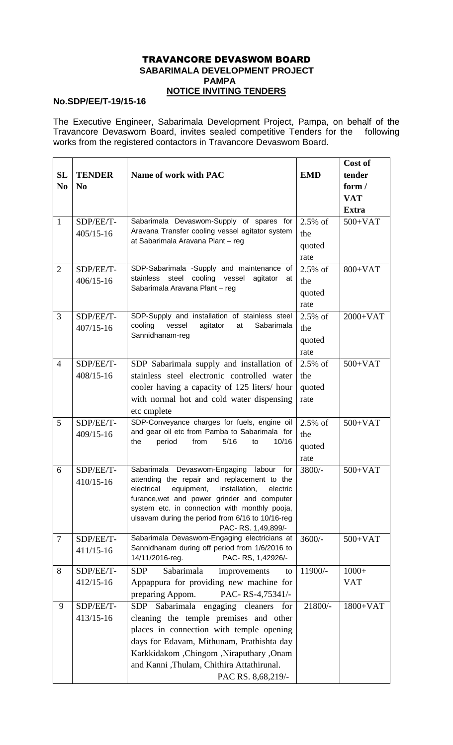# TRAVANCORE DEVASWOM BOARD

## SABARIMALA DEVELOPMENT PROJECT

## PAMPA

## NOTICE INVITING TENDERS

**No.SDP/EE/T-19/15-16**

The Executive Engineer, Sabarimala Development Project, Pampa, on behalf of the Travancore Devaswom Board, invites sealed competitive Tenders for the following works from the registered contactors in Travancore Devaswom Board.

| SL No | TENDER No | Name of work with PAC | EMD | Cost of tender form / VAT Extra |
|---|---|---|---|---|
| 1 | SDP/EE/T-405/15-16 | Sabarimala Devaswom-Supply of spares for Aravana Transfer cooling vessel agitator system at Sabarimala Aravana Plant – reg | 2.5% of the quoted rate | 500+VAT |
| 2 | SDP/EE/T-406/15-16 | SDP-Sabarimala -Supply and maintenance of stainless steel cooling vessel agitator at Sabarimala Aravana Plant – reg | 2.5% of the quoted rate | 800+VAT |
| 3 | SDP/EE/T-407/15-16 | SDP-Supply and installation of stainless steel cooling vessel agitator at Sabarimala Sannidhanam-reg | 2.5% of the quoted rate | 2000+VAT |
| 4 | SDP/EE/T-408/15-16 | SDP Sabarimala supply and installation of stainless steel electronic controlled water cooler having a capacity of 125 liters/ hour with normal hot and cold water dispensing etc cmplete | 2.5% of the quoted rate | 500+VAT |
| 5 | SDP/EE/T-409/15-16 | SDP-Conveyance charges for fuels, engine oil and gear oil etc from Pamba to Sabarimala for the period from 5/16 to 10/16 | 2.5% of the quoted rate | 500+VAT |
| 6 | SDP/EE/T-410/15-16 | Sabarimala Devaswom-Engaging labour for attending the repair and replacement to the electrical equipment, installation, electric furance,wet and power grinder and computer system etc. in connection with monthly pooja, ulsavam during the period from 6/16 to 10/16-reg PAC- RS. 1,49,899/- | 3800/- | 500+VAT |
| 7 | SDP/EE/T-411/15-16 | Sabarimala Devaswom-Engaging electricians at Sannidhanam during off period from 1/6/2016 to 14/11/2016-reg. PAC- RS, 1,42926/- | 3600/- | 500+VAT |
| 8 | SDP/EE/T-412/15-16 | SDP Sabarimala improvements to Appappura for providing new machine for preparing Appom. PAC- RS-4,75341/- | 11900/- | 1000+ VAT |
| 9 | SDP/EE/T-413/15-16 | SDP Sabarimala engaging cleaners for cleaning the temple premises and other places in connection with temple opening days for Edavam, Mithunam, Prathishta day Karkkidakom ,Chingom ,Niraputhary ,Onam and Kanni ,Thulam, Chithira Attathirunal. PAC RS. 8,68,219/- | 21800/- | 1800+VAT |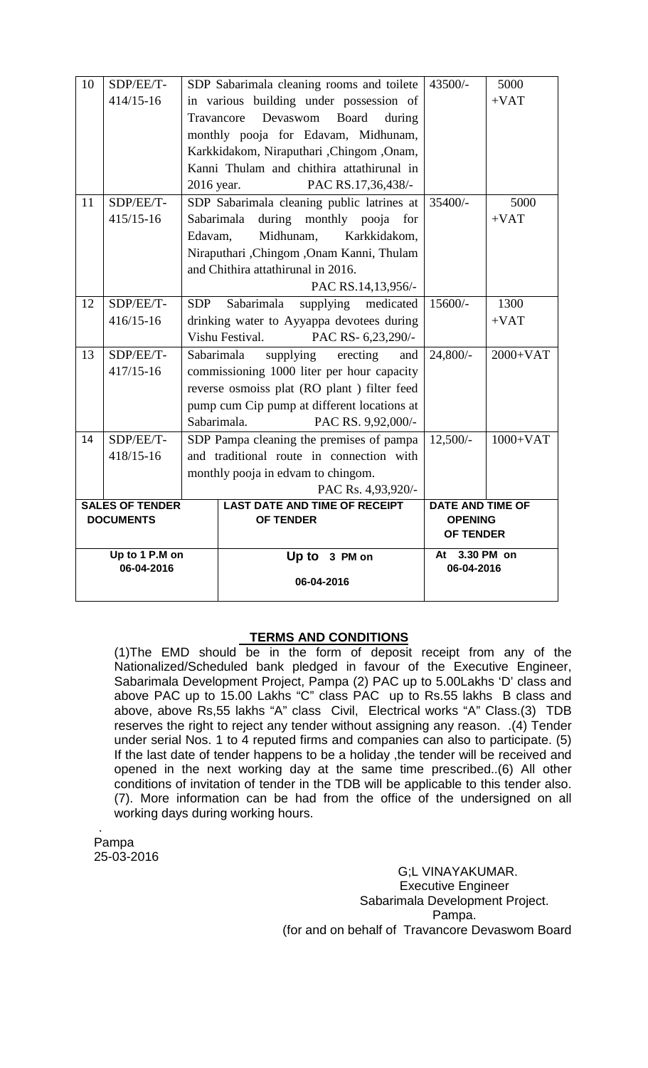| | | | | |
|---|---|---|---|---|
| 10 | SDP/EE/T-414/15-16 | SDP Sabarimala cleaning rooms and toilete in various building under possession of Travancore Devaswom Board during monthly pooja for Edavam, Midhunam, Karkkidakom, Niraputhari ,Chingom ,Onam, Kanni Thulam and chithira attathirunal in 2016 year. PAC RS.17,36,438/- | 43500/- | 5000 +VAT |
| 11 | SDP/EE/T-415/15-16 | SDP Sabarimala cleaning public latrines at Sabarimala during monthly pooja for Edavam, Midhunam, Karkkidakom, Niraputhari ,Chingom ,Onam Kanni, Thulam and Chithira attathirunal in 2016. PAC RS.14,13,956/- | 35400/- | 5000 +VAT |
| 12 | SDP/EE/T-416/15-16 | SDP Sabarimala supplying medicated drinking water to Ayyappa devotees during Vishu Festival. PAC RS- 6,23,290/- | 15600/- | 1300 +VAT |
| 13 | SDP/EE/T-417/15-16 | Sabarimala supplying erecting and commissioning 1000 liter per hour capacity reverse osmoiss plat (RO plant ) filter feed pump cum Cip pump at different locations at Sabarimala. PAC RS. 9,92,000/- | 24,800/- | 2000+VAT |
| 14 | SDP/EE/T-418/15-16 | SDP Pampa cleaning the premises of pampa and traditional route in connection with monthly pooja in edvam to chingom. PAC Rs. 4,93,920/- | 12,500/- | 1000+VAT |

| SALES OF TENDER DOCUMENTS | LAST DATE AND TIME OF RECEIPT OF TENDER | DATE AND TIME OF OPENING OF TENDER |
|---|---|---|
| Up to 1 P.M on 06-04-2016 | Up to 3 PM on 06-04-2016 | At 3.30 PM on 06-04-2016 |

## TERMS AND CONDITIONS

(1)The EMD should be in the form of deposit receipt from any of the Nationalized/Scheduled bank pledged in favour of the Executive Engineer, Sabarimala Development Project, Pampa (2) PAC up to 5.00Lakhs 'D' class and above PAC up to 15.00 Lakhs "C" class PAC up to Rs.55 lakhs B class and above, above Rs,55 lakhs "A" class Civil, Electrical works "A" Class.(3) TDB reserves the right to reject any tender without assigning any reason. .(4) Tender under serial Nos. 1 to 4 reputed firms and companies can also to participate. (5) If the last date of tender happens to be a holiday ,the tender will be received and opened in the next working day at the same time prescribed..(6) All other conditions of invitation of tender in the TDB will be applicable to this tender also. (7). More information can be had from the office of the undersigned on all working days during working hours.

Pampa
25-03-2016

G;L VINAYAKUMAR.
Executive Engineer
Sabarimala Development Project.
Pampa.
(for and on behalf of Travancore Devaswom Board